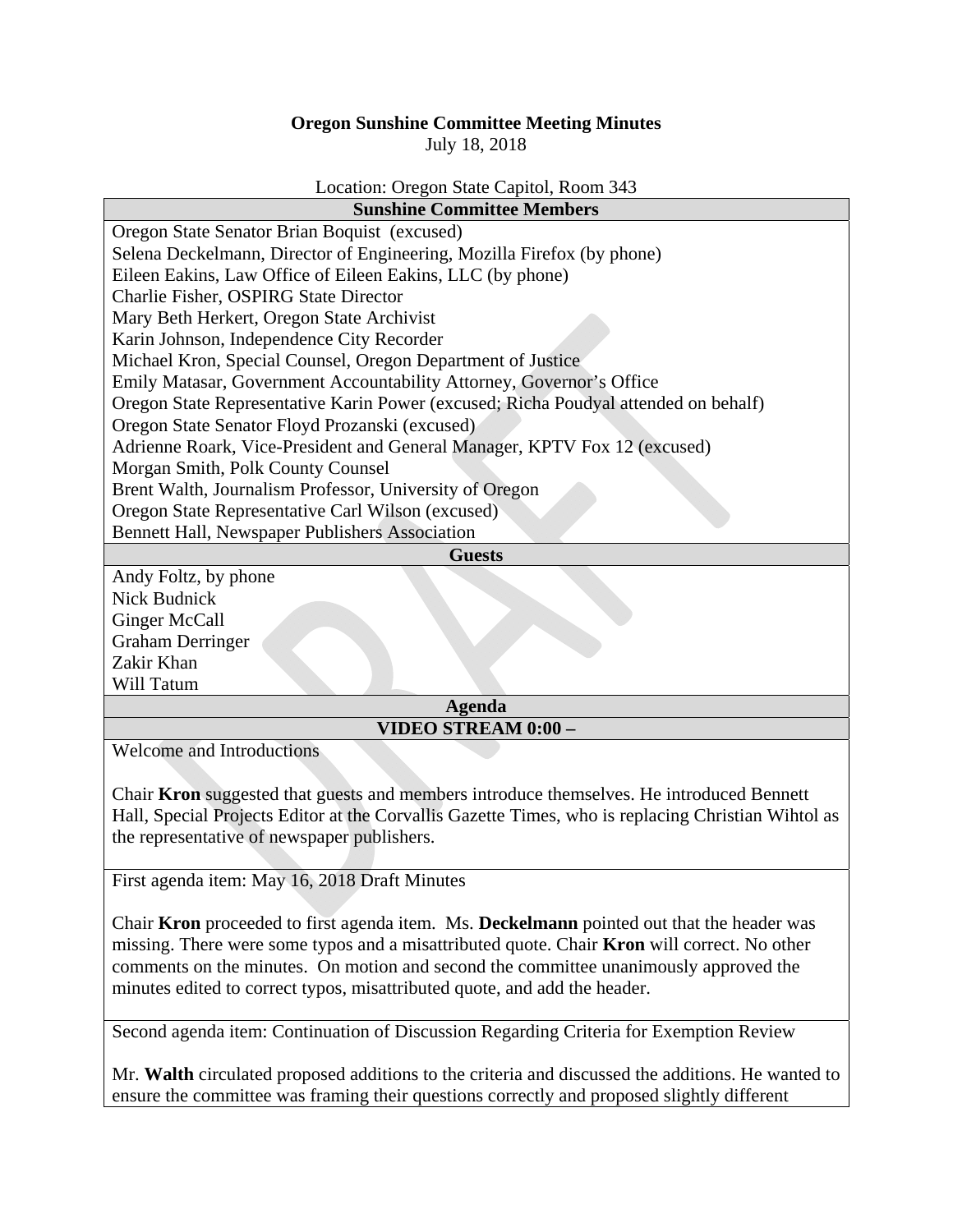**Oregon Sunshine Committee Meeting Minutes**
July 18, 2018

Location: Oregon State Capitol, Room 343

| **Sunshine Committee Members** |
|---|
| Oregon State Senator Brian Boquist (excused) |
| Selena Deckelmann, Director of Engineering, Mozilla Firefox (by phone) |
| Eileen Eakins, Law Office of Eileen Eakins, LLC (by phone) |
| Charlie Fisher, OSPIRG State Director |
| Mary Beth Herkert, Oregon State Archivist |
| Karin Johnson, Independence City Recorder |
| Michael Kron, Special Counsel, Oregon Department of Justice |
| Emily Matasar, Government Accountability Attorney, Governor's Office |
| Oregon State Representative Karin Power (excused; Richa Poudyal attended on behalf) |
| Oregon State Senator Floyd Prozanski (excused) |
| Adrienne Roark, Vice-President and General Manager, KPTV Fox 12 (excused) |
| Morgan Smith, Polk County Counsel |
| Brent Walth, Journalism Professor, University of Oregon |
| Oregon State Representative Carl Wilson (excused) |
| Bennett Hall, Newspaper Publishers Association |
| **Guests** |
| Andy Foltz, by phone |
| Nick Budnick |
| Ginger McCall |
| Graham Derringer |
| Zakir Khan |
| Will Tatum |
| **Agenda** |
| **VIDEO STREAM 0:00 –** |

Welcome and Introductions

Chair **Kron** suggested that guests and members introduce themselves. He introduced Bennett Hall, Special Projects Editor at the Corvallis Gazette Times, who is replacing Christian Wihtol as the representative of newspaper publishers.

First agenda item: May 16, 2018 Draft Minutes

Chair **Kron** proceeded to first agenda item. Ms. **Deckelmann** pointed out that the header was missing. There were some typos and a misattributed quote. Chair **Kron** will correct. No other comments on the minutes. On motion and second the committee unanimously approved the minutes edited to correct typos, misattributed quote, and add the header.

Second agenda item: Continuation of Discussion Regarding Criteria for Exemption Review

Mr. **Walth** circulated proposed additions to the criteria and discussed the additions. He wanted to ensure the committee was framing their questions correctly and proposed slightly different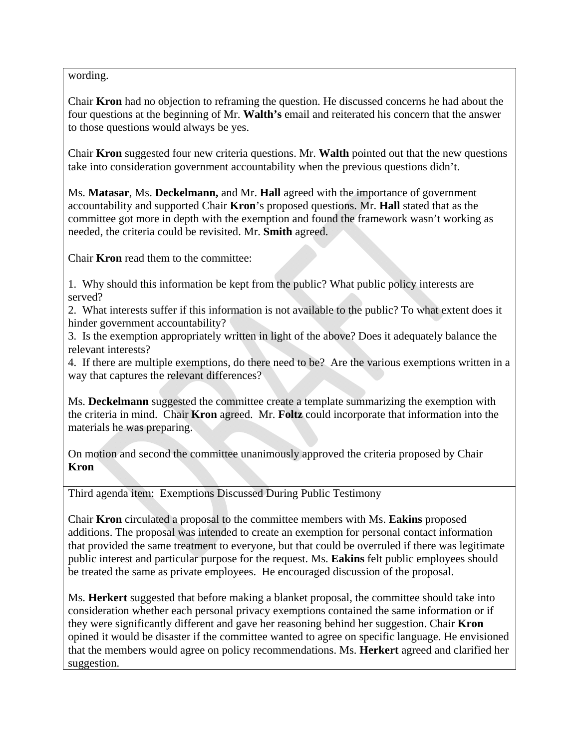wording.

Chair **Kron** had no objection to reframing the question. He discussed concerns he had about the four questions at the beginning of Mr. **Walth's** email and reiterated his concern that the answer to those questions would always be yes.

Chair **Kron** suggested four new criteria questions. Mr. **Walth** pointed out that the new questions take into consideration government accountability when the previous questions didn't.

Ms. **Matasar**, Ms. **Deckelmann,** and Mr. **Hall** agreed with the importance of government accountability and supported Chair **Kron**'s proposed questions. Mr. **Hall** stated that as the committee got more in depth with the exemption and found the framework wasn't working as needed, the criteria could be revisited. Mr. **Smith** agreed.

Chair **Kron** read them to the committee:

1. Why should this information be kept from the public? What public policy interests are served?
2. What interests suffer if this information is not available to the public? To what extent does it hinder government accountability?
3. Is the exemption appropriately written in light of the above? Does it adequately balance the relevant interests?
4. If there are multiple exemptions, do there need to be? Are the various exemptions written in a way that captures the relevant differences?

Ms. **Deckelmann** suggested the committee create a template summarizing the exemption with the criteria in mind. Chair **Kron** agreed. Mr. **Foltz** could incorporate that information into the materials he was preparing.

On motion and second the committee unanimously approved the criteria proposed by Chair **Kron**

Third agenda item: Exemptions Discussed During Public Testimony

Chair **Kron** circulated a proposal to the committee members with Ms. **Eakins** proposed additions. The proposal was intended to create an exemption for personal contact information that provided the same treatment to everyone, but that could be overruled if there was legitimate public interest and particular purpose for the request. Ms. **Eakins** felt public employees should be treated the same as private employees. He encouraged discussion of the proposal.

Ms. **Herkert** suggested that before making a blanket proposal, the committee should take into consideration whether each personal privacy exemptions contained the same information or if they were significantly different and gave her reasoning behind her suggestion. Chair **Kron** opined it would be disaster if the committee wanted to agree on specific language. He envisioned that the members would agree on policy recommendations. Ms. **Herkert** agreed and clarified her suggestion.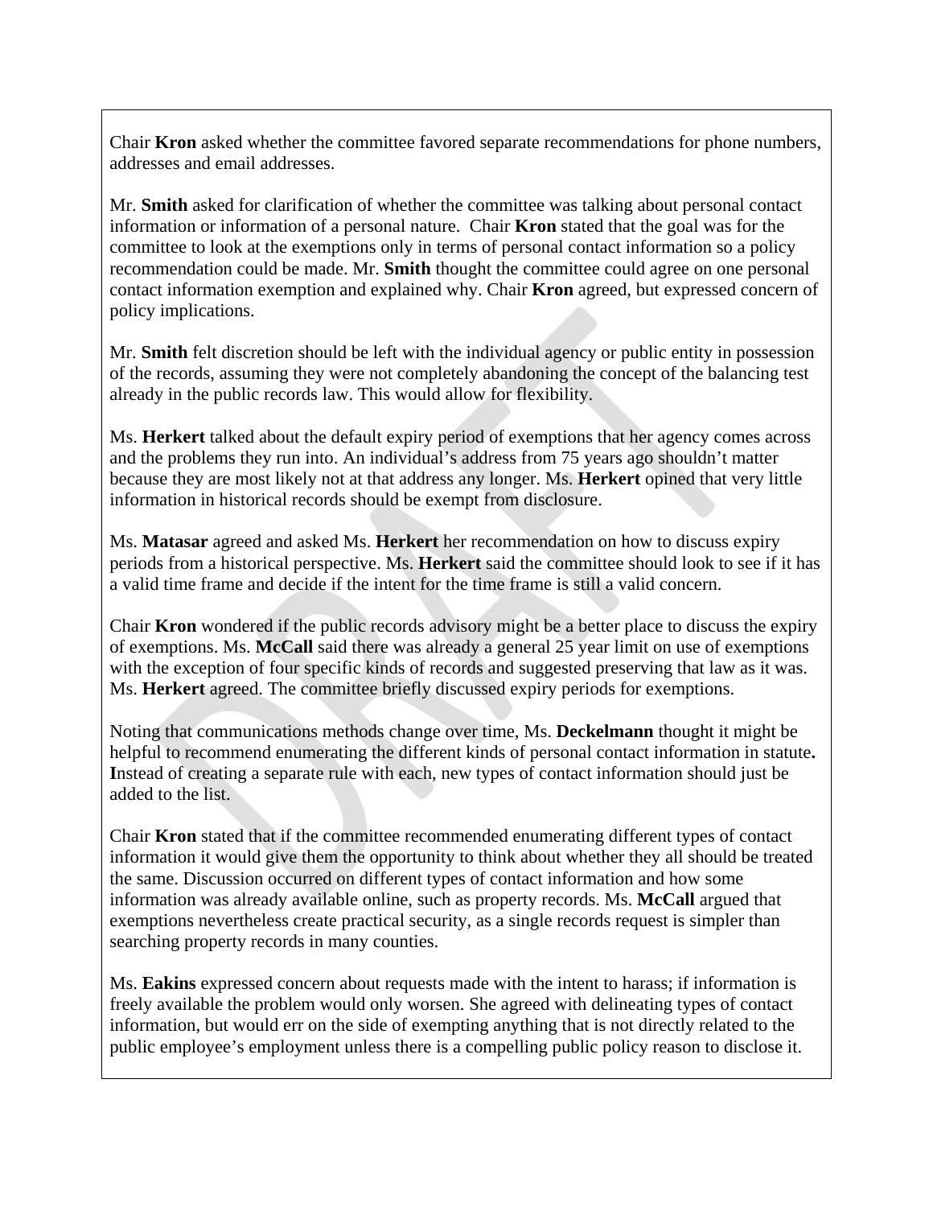Chair **Kron** asked whether the committee favored separate recommendations for phone numbers, addresses and email addresses.

Mr. **Smith** asked for clarification of whether the committee was talking about personal contact information or information of a personal nature. Chair **Kron** stated that the goal was for the committee to look at the exemptions only in terms of personal contact information so a policy recommendation could be made. Mr. **Smith** thought the committee could agree on one personal contact information exemption and explained why. Chair **Kron** agreed, but expressed concern of policy implications.

Mr. **Smith** felt discretion should be left with the individual agency or public entity in possession of the records, assuming they were not completely abandoning the concept of the balancing test already in the public records law. This would allow for flexibility.

Ms. **Herkert** talked about the default expiry period of exemptions that her agency comes across and the problems they run into. An individual's address from 75 years ago shouldn't matter because they are most likely not at that address any longer. Ms. **Herkert** opined that very little information in historical records should be exempt from disclosure.

Ms. **Matasar** agreed and asked Ms. **Herkert** her recommendation on how to discuss expiry periods from a historical perspective. Ms. **Herkert** said the committee should look to see if it has a valid time frame and decide if the intent for the time frame is still a valid concern.

Chair **Kron** wondered if the public records advisory might be a better place to discuss the expiry of exemptions. Ms. **McCall** said there was already a general 25 year limit on use of exemptions with the exception of four specific kinds of records and suggested preserving that law as it was. Ms. **Herkert** agreed. The committee briefly discussed expiry periods for exemptions.

Noting that communications methods change over time, Ms. **Deckelmann** thought it might be helpful to recommend enumerating the different kinds of personal contact information in statute**. I**nstead of creating a separate rule with each, new types of contact information should just be added to the list.

Chair **Kron** stated that if the committee recommended enumerating different types of contact information it would give them the opportunity to think about whether they all should be treated the same. Discussion occurred on different types of contact information and how some information was already available online, such as property records. Ms. **McCall** argued that exemptions nevertheless create practical security, as a single records request is simpler than searching property records in many counties.

Ms. **Eakins** expressed concern about requests made with the intent to harass; if information is freely available the problem would only worsen. She agreed with delineating types of contact information, but would err on the side of exempting anything that is not directly related to the public employee's employment unless there is a compelling public policy reason to disclose it.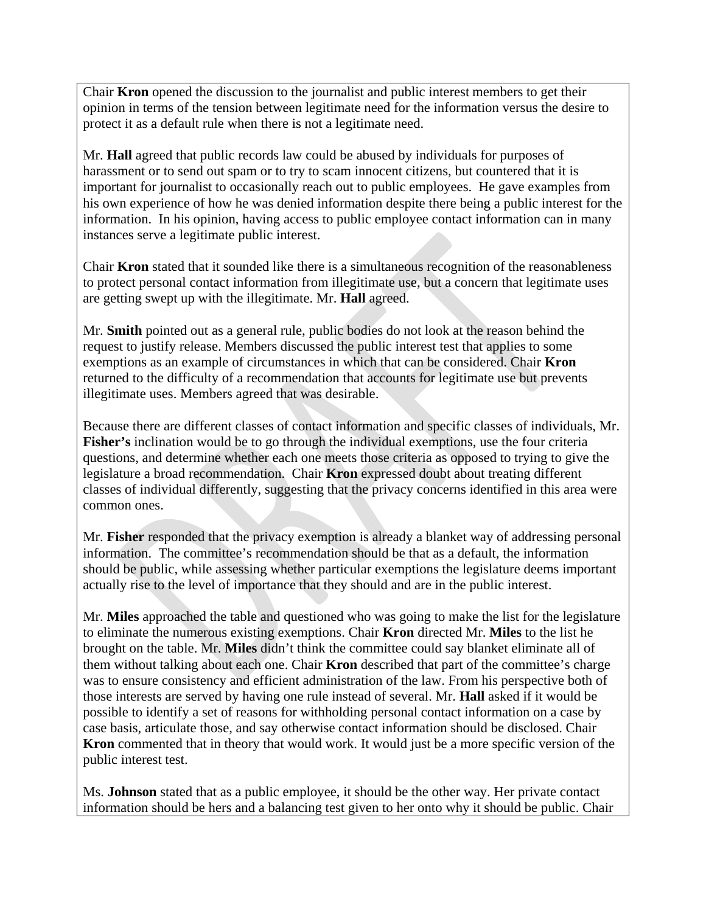Chair **Kron** opened the discussion to the journalist and public interest members to get their opinion in terms of the tension between legitimate need for the information versus the desire to protect it as a default rule when there is not a legitimate need.

Mr. **Hall** agreed that public records law could be abused by individuals for purposes of harassment or to send out spam or to try to scam innocent citizens, but countered that it is important for journalist to occasionally reach out to public employees. He gave examples from his own experience of how he was denied information despite there being a public interest for the information. In his opinion, having access to public employee contact information can in many instances serve a legitimate public interest.

Chair **Kron** stated that it sounded like there is a simultaneous recognition of the reasonableness to protect personal contact information from illegitimate use, but a concern that legitimate uses are getting swept up with the illegitimate. Mr. **Hall** agreed.

Mr. **Smith** pointed out as a general rule, public bodies do not look at the reason behind the request to justify release. Members discussed the public interest test that applies to some exemptions as an example of circumstances in which that can be considered. Chair **Kron** returned to the difficulty of a recommendation that accounts for legitimate use but prevents illegitimate uses. Members agreed that was desirable.

Because there are different classes of contact information and specific classes of individuals, Mr. **Fisher's** inclination would be to go through the individual exemptions, use the four criteria questions, and determine whether each one meets those criteria as opposed to trying to give the legislature a broad recommendation. Chair **Kron** expressed doubt about treating different classes of individual differently, suggesting that the privacy concerns identified in this area were common ones.

Mr. **Fisher** responded that the privacy exemption is already a blanket way of addressing personal information. The committee's recommendation should be that as a default, the information should be public, while assessing whether particular exemptions the legislature deems important actually rise to the level of importance that they should and are in the public interest.

Mr. **Miles** approached the table and questioned who was going to make the list for the legislature to eliminate the numerous existing exemptions. Chair **Kron** directed Mr. **Miles** to the list he brought on the table. Mr. **Miles** didn't think the committee could say blanket eliminate all of them without talking about each one. Chair **Kron** described that part of the committee's charge was to ensure consistency and efficient administration of the law. From his perspective both of those interests are served by having one rule instead of several. Mr. **Hall** asked if it would be possible to identify a set of reasons for withholding personal contact information on a case by case basis, articulate those, and say otherwise contact information should be disclosed. Chair **Kron** commented that in theory that would work. It would just be a more specific version of the public interest test.

Ms. **Johnson** stated that as a public employee, it should be the other way. Her private contact information should be hers and a balancing test given to her onto why it should be public. Chair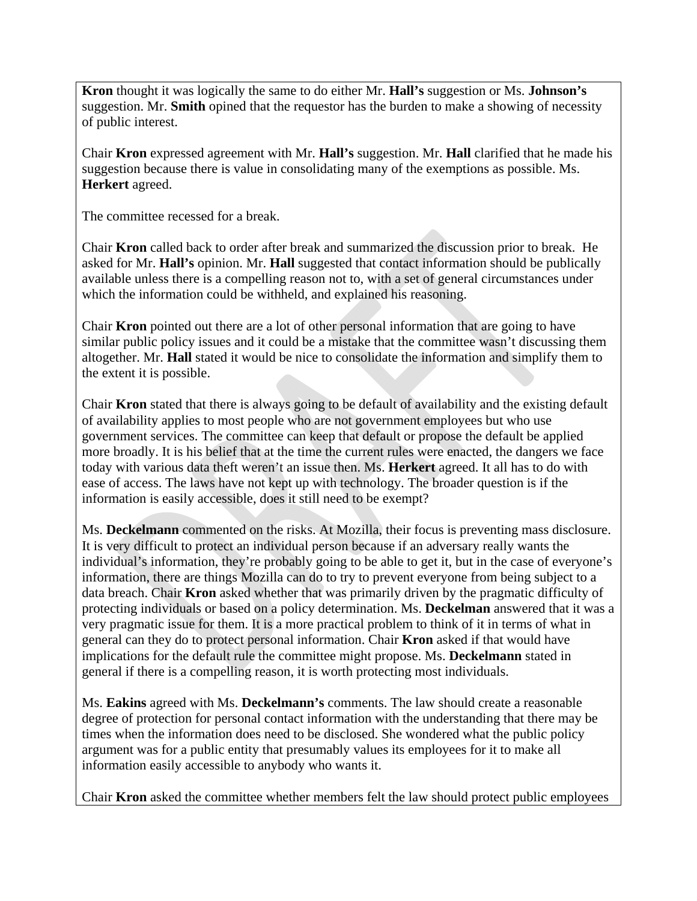**Kron** thought it was logically the same to do either Mr. **Hall's** suggestion or Ms. **Johnson's** suggestion. Mr. **Smith** opined that the requestor has the burden to make a showing of necessity of public interest.

Chair **Kron** expressed agreement with Mr. **Hall's** suggestion. Mr. **Hall** clarified that he made his suggestion because there is value in consolidating many of the exemptions as possible. Ms. **Herkert** agreed.

The committee recessed for a break.

Chair **Kron** called back to order after break and summarized the discussion prior to break. He asked for Mr. **Hall's** opinion. Mr. **Hall** suggested that contact information should be publically available unless there is a compelling reason not to, with a set of general circumstances under which the information could be withheld, and explained his reasoning.

Chair **Kron** pointed out there are a lot of other personal information that are going to have similar public policy issues and it could be a mistake that the committee wasn't discussing them altogether. Mr. **Hall** stated it would be nice to consolidate the information and simplify them to the extent it is possible.

Chair **Kron** stated that there is always going to be default of availability and the existing default of availability applies to most people who are not government employees but who use government services. The committee can keep that default or propose the default be applied more broadly. It is his belief that at the time the current rules were enacted, the dangers we face today with various data theft weren't an issue then. Ms. **Herkert** agreed. It all has to do with ease of access. The laws have not kept up with technology. The broader question is if the information is easily accessible, does it still need to be exempt?

Ms. **Deckelmann** commented on the risks. At Mozilla, their focus is preventing mass disclosure. It is very difficult to protect an individual person because if an adversary really wants the individual's information, they're probably going to be able to get it, but in the case of everyone's information, there are things Mozilla can do to try to prevent everyone from being subject to a data breach. Chair **Kron** asked whether that was primarily driven by the pragmatic difficulty of protecting individuals or based on a policy determination. Ms. **Deckelman** answered that it was a very pragmatic issue for them. It is a more practical problem to think of it in terms of what in general can they do to protect personal information. Chair **Kron** asked if that would have implications for the default rule the committee might propose. Ms. **Deckelmann** stated in general if there is a compelling reason, it is worth protecting most individuals.

Ms. **Eakins** agreed with Ms. **Deckelmann's** comments. The law should create a reasonable degree of protection for personal contact information with the understanding that there may be times when the information does need to be disclosed. She wondered what the public policy argument was for a public entity that presumably values its employees for it to make all information easily accessible to anybody who wants it.

Chair **Kron** asked the committee whether members felt the law should protect public employees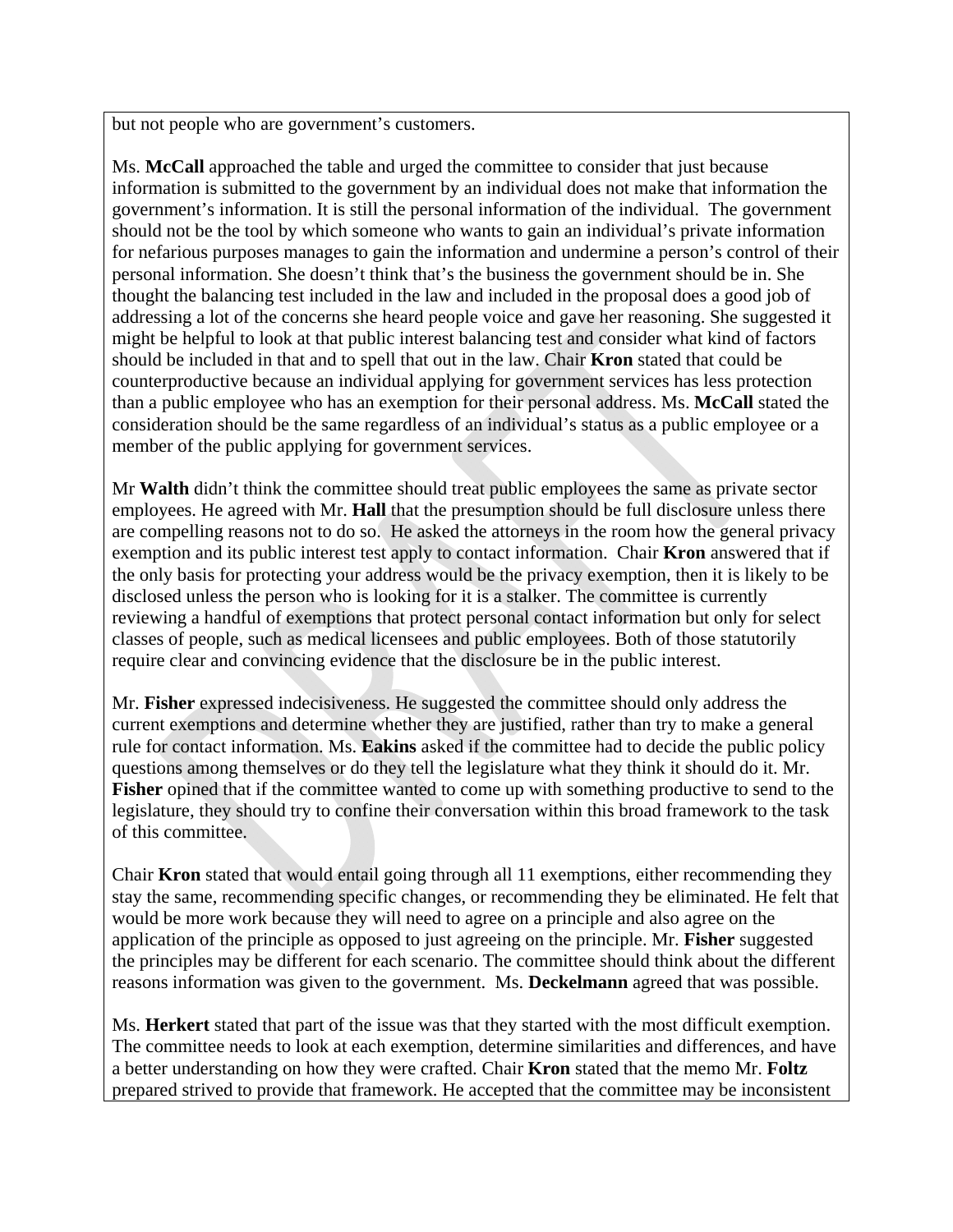but not people who are government's customers.

Ms. **McCall** approached the table and urged the committee to consider that just because information is submitted to the government by an individual does not make that information the government's information. It is still the personal information of the individual. The government should not be the tool by which someone who wants to gain an individual's private information for nefarious purposes manages to gain the information and undermine a person's control of their personal information. She doesn't think that's the business the government should be in. She thought the balancing test included in the law and included in the proposal does a good job of addressing a lot of the concerns she heard people voice and gave her reasoning. She suggested it might be helpful to look at that public interest balancing test and consider what kind of factors should be included in that and to spell that out in the law. Chair **Kron** stated that could be counterproductive because an individual applying for government services has less protection than a public employee who has an exemption for their personal address. Ms. **McCall** stated the consideration should be the same regardless of an individual's status as a public employee or a member of the public applying for government services.

Mr **Walth** didn't think the committee should treat public employees the same as private sector employees. He agreed with Mr. **Hall** that the presumption should be full disclosure unless there are compelling reasons not to do so. He asked the attorneys in the room how the general privacy exemption and its public interest test apply to contact information. Chair **Kron** answered that if the only basis for protecting your address would be the privacy exemption, then it is likely to be disclosed unless the person who is looking for it is a stalker. The committee is currently reviewing a handful of exemptions that protect personal contact information but only for select classes of people, such as medical licensees and public employees. Both of those statutorily require clear and convincing evidence that the disclosure be in the public interest.

Mr. **Fisher** expressed indecisiveness. He suggested the committee should only address the current exemptions and determine whether they are justified, rather than try to make a general rule for contact information. Ms. **Eakins** asked if the committee had to decide the public policy questions among themselves or do they tell the legislature what they think it should do it. Mr. **Fisher** opined that if the committee wanted to come up with something productive to send to the legislature, they should try to confine their conversation within this broad framework to the task of this committee.

Chair **Kron** stated that would entail going through all 11 exemptions, either recommending they stay the same, recommending specific changes, or recommending they be eliminated. He felt that would be more work because they will need to agree on a principle and also agree on the application of the principle as opposed to just agreeing on the principle. Mr. **Fisher** suggested the principles may be different for each scenario. The committee should think about the different reasons information was given to the government. Ms. **Deckelmann** agreed that was possible.

Ms. **Herkert** stated that part of the issue was that they started with the most difficult exemption. The committee needs to look at each exemption, determine similarities and differences, and have a better understanding on how they were crafted. Chair **Kron** stated that the memo Mr. **Foltz** prepared strived to provide that framework. He accepted that the committee may be inconsistent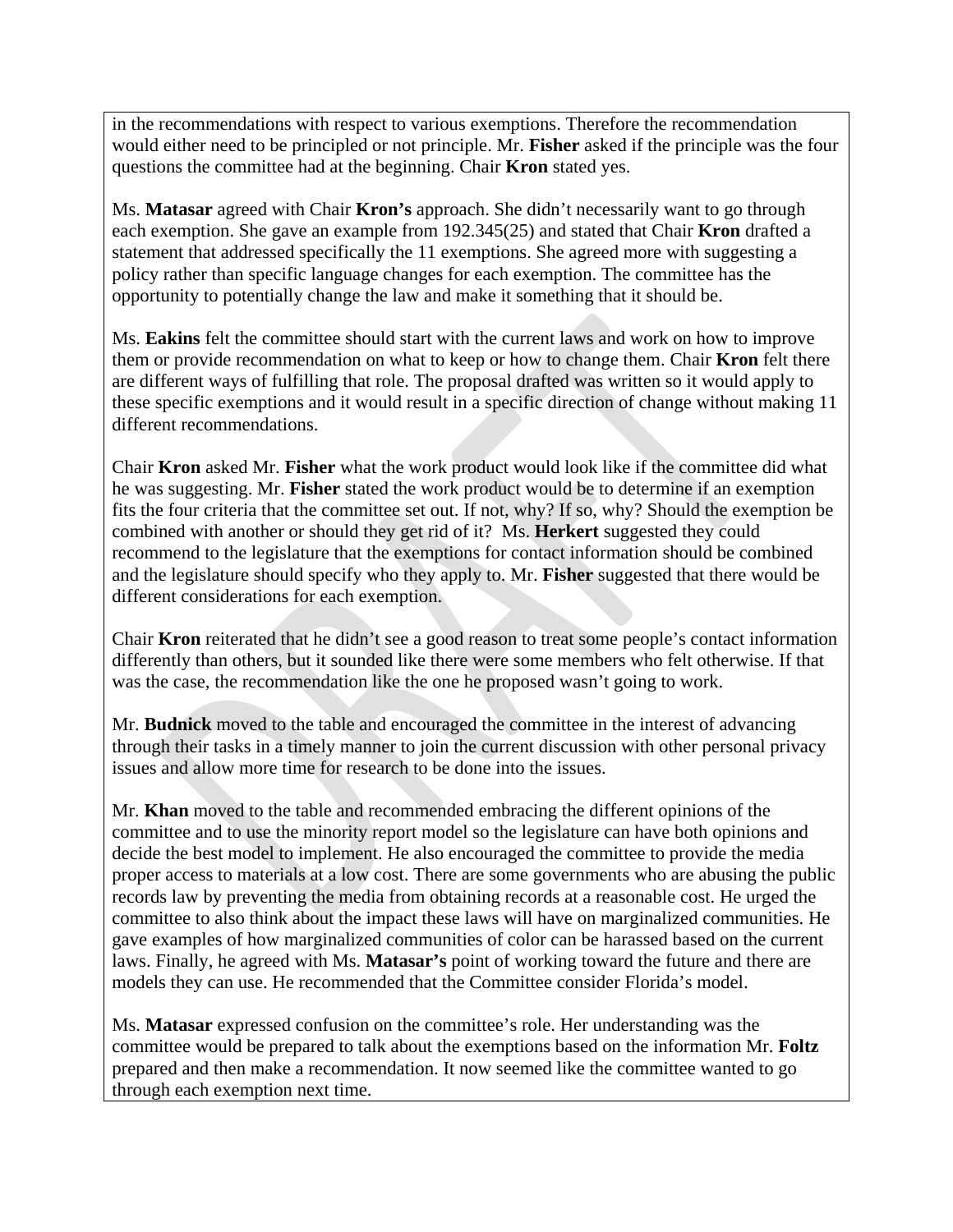in the recommendations with respect to various exemptions. Therefore the recommendation would either need to be principled or not principle. Mr. **Fisher** asked if the principle was the four questions the committee had at the beginning. Chair **Kron** stated yes.

Ms. **Matasar** agreed with Chair **Kron's** approach. She didn't necessarily want to go through each exemption. She gave an example from 192.345(25) and stated that Chair **Kron** drafted a statement that addressed specifically the 11 exemptions. She agreed more with suggesting a policy rather than specific language changes for each exemption. The committee has the opportunity to potentially change the law and make it something that it should be.

Ms. **Eakins** felt the committee should start with the current laws and work on how to improve them or provide recommendation on what to keep or how to change them. Chair **Kron** felt there are different ways of fulfilling that role. The proposal drafted was written so it would apply to these specific exemptions and it would result in a specific direction of change without making 11 different recommendations.

Chair **Kron** asked Mr. **Fisher** what the work product would look like if the committee did what he was suggesting. Mr. **Fisher** stated the work product would be to determine if an exemption fits the four criteria that the committee set out. If not, why? If so, why? Should the exemption be combined with another or should they get rid of it? Ms. **Herkert** suggested they could recommend to the legislature that the exemptions for contact information should be combined and the legislature should specify who they apply to. Mr. **Fisher** suggested that there would be different considerations for each exemption.

Chair **Kron** reiterated that he didn't see a good reason to treat some people's contact information differently than others, but it sounded like there were some members who felt otherwise. If that was the case, the recommendation like the one he proposed wasn't going to work.

Mr. **Budnick** moved to the table and encouraged the committee in the interest of advancing through their tasks in a timely manner to join the current discussion with other personal privacy issues and allow more time for research to be done into the issues.

Mr. **Khan** moved to the table and recommended embracing the different opinions of the committee and to use the minority report model so the legislature can have both opinions and decide the best model to implement. He also encouraged the committee to provide the media proper access to materials at a low cost. There are some governments who are abusing the public records law by preventing the media from obtaining records at a reasonable cost. He urged the committee to also think about the impact these laws will have on marginalized communities. He gave examples of how marginalized communities of color can be harassed based on the current laws. Finally, he agreed with Ms. **Matasar's** point of working toward the future and there are models they can use. He recommended that the Committee consider Florida's model.

Ms. **Matasar** expressed confusion on the committee's role. Her understanding was the committee would be prepared to talk about the exemptions based on the information Mr. **Foltz** prepared and then make a recommendation. It now seemed like the committee wanted to go through each exemption next time.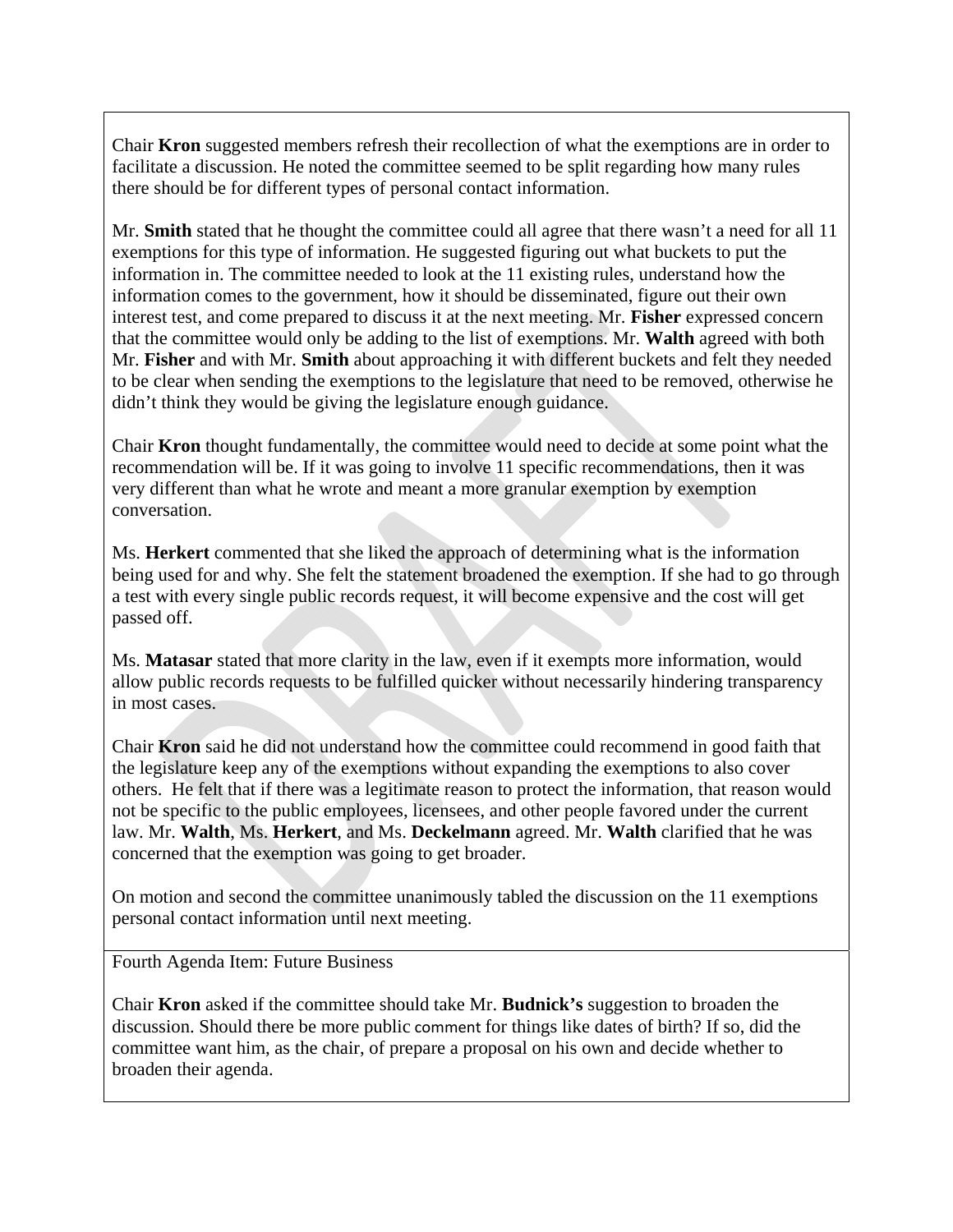Chair **Kron** suggested members refresh their recollection of what the exemptions are in order to facilitate a discussion. He noted the committee seemed to be split regarding how many rules there should be for different types of personal contact information.

Mr. **Smith** stated that he thought the committee could all agree that there wasn't a need for all 11 exemptions for this type of information. He suggested figuring out what buckets to put the information in. The committee needed to look at the 11 existing rules, understand how the information comes to the government, how it should be disseminated, figure out their own interest test, and come prepared to discuss it at the next meeting. Mr. **Fisher** expressed concern that the committee would only be adding to the list of exemptions. Mr. **Walth** agreed with both Mr. **Fisher** and with Mr. **Smith** about approaching it with different buckets and felt they needed to be clear when sending the exemptions to the legislature that need to be removed, otherwise he didn't think they would be giving the legislature enough guidance.

Chair **Kron** thought fundamentally, the committee would need to decide at some point what the recommendation will be. If it was going to involve 11 specific recommendations, then it was very different than what he wrote and meant a more granular exemption by exemption conversation.

Ms. **Herkert** commented that she liked the approach of determining what is the information being used for and why. She felt the statement broadened the exemption. If she had to go through a test with every single public records request, it will become expensive and the cost will get passed off.

Ms. **Matasar** stated that more clarity in the law, even if it exempts more information, would allow public records requests to be fulfilled quicker without necessarily hindering transparency in most cases.

Chair **Kron** said he did not understand how the committee could recommend in good faith that the legislature keep any of the exemptions without expanding the exemptions to also cover others. He felt that if there was a legitimate reason to protect the information, that reason would not be specific to the public employees, licensees, and other people favored under the current law. Mr. **Walth**, Ms. **Herkert**, and Ms. **Deckelmann** agreed. Mr. **Walth** clarified that he was concerned that the exemption was going to get broader.

On motion and second the committee unanimously tabled the discussion on the 11 exemptions personal contact information until next meeting.

Fourth Agenda Item: Future Business

Chair **Kron** asked if the committee should take Mr. **Budnick's** suggestion to broaden the discussion. Should there be more public comment for things like dates of birth? If so, did the committee want him, as the chair, of prepare a proposal on his own and decide whether to broaden their agenda.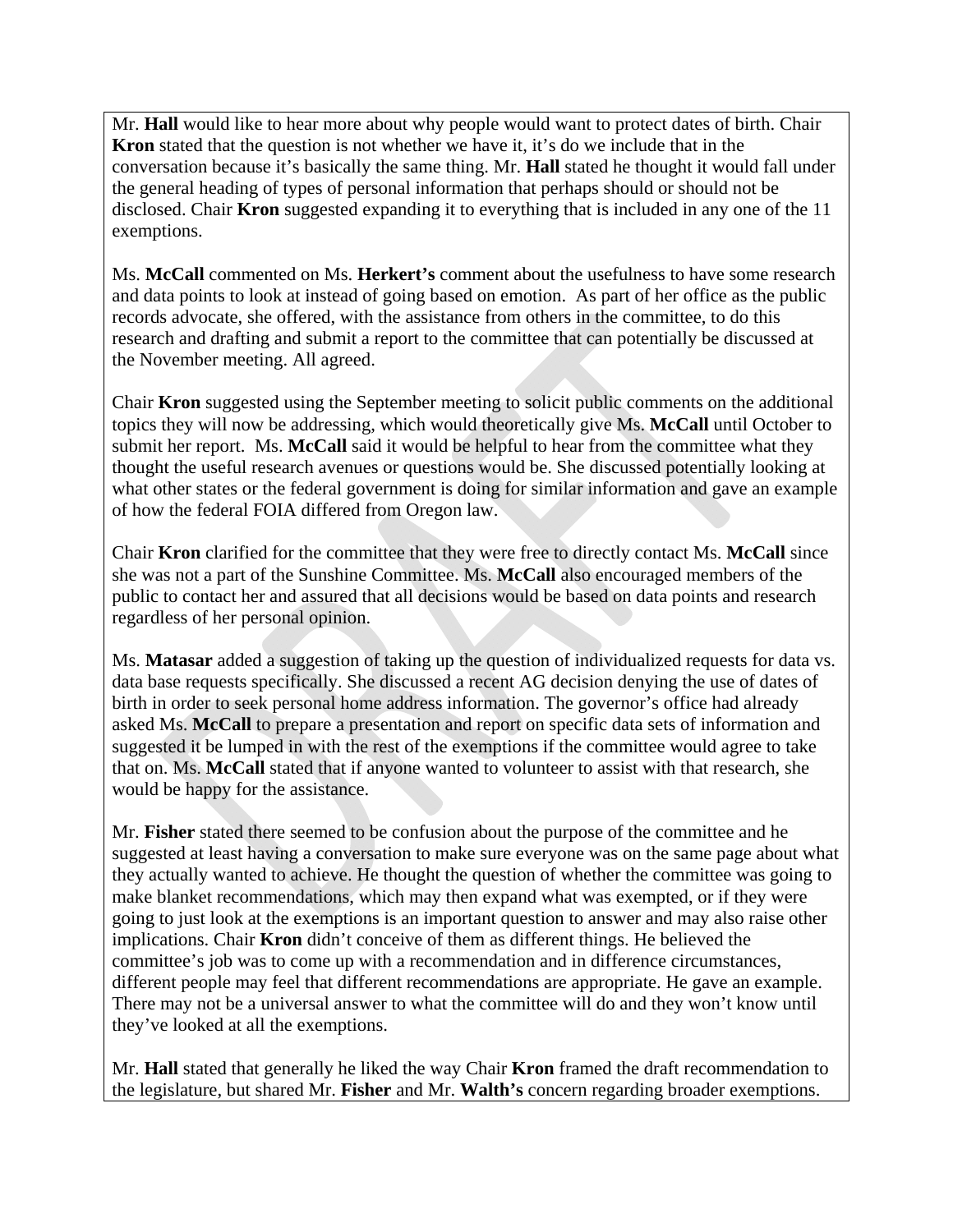Mr. **Hall** would like to hear more about why people would want to protect dates of birth. Chair **Kron** stated that the question is not whether we have it, it's do we include that in the conversation because it's basically the same thing. Mr. **Hall** stated he thought it would fall under the general heading of types of personal information that perhaps should or should not be disclosed. Chair **Kron** suggested expanding it to everything that is included in any one of the 11 exemptions.

Ms. **McCall** commented on Ms. **Herkert's** comment about the usefulness to have some research and data points to look at instead of going based on emotion. As part of her office as the public records advocate, she offered, with the assistance from others in the committee, to do this research and drafting and submit a report to the committee that can potentially be discussed at the November meeting. All agreed.

Chair **Kron** suggested using the September meeting to solicit public comments on the additional topics they will now be addressing, which would theoretically give Ms. **McCall** until October to submit her report. Ms. **McCall** said it would be helpful to hear from the committee what they thought the useful research avenues or questions would be. She discussed potentially looking at what other states or the federal government is doing for similar information and gave an example of how the federal FOIA differed from Oregon law.

Chair **Kron** clarified for the committee that they were free to directly contact Ms. **McCall** since she was not a part of the Sunshine Committee. Ms. **McCall** also encouraged members of the public to contact her and assured that all decisions would be based on data points and research regardless of her personal opinion.

Ms. **Matasar** added a suggestion of taking up the question of individualized requests for data vs. data base requests specifically. She discussed a recent AG decision denying the use of dates of birth in order to seek personal home address information. The governor's office had already asked Ms. **McCall** to prepare a presentation and report on specific data sets of information and suggested it be lumped in with the rest of the exemptions if the committee would agree to take that on. Ms. **McCall** stated that if anyone wanted to volunteer to assist with that research, she would be happy for the assistance.

Mr. **Fisher** stated there seemed to be confusion about the purpose of the committee and he suggested at least having a conversation to make sure everyone was on the same page about what they actually wanted to achieve. He thought the question of whether the committee was going to make blanket recommendations, which may then expand what was exempted, or if they were going to just look at the exemptions is an important question to answer and may also raise other implications. Chair **Kron** didn't conceive of them as different things. He believed the committee's job was to come up with a recommendation and in difference circumstances, different people may feel that different recommendations are appropriate. He gave an example. There may not be a universal answer to what the committee will do and they won't know until they've looked at all the exemptions.

Mr. **Hall** stated that generally he liked the way Chair **Kron** framed the draft recommendation to the legislature, but shared Mr. **Fisher** and Mr. **Walth's** concern regarding broader exemptions.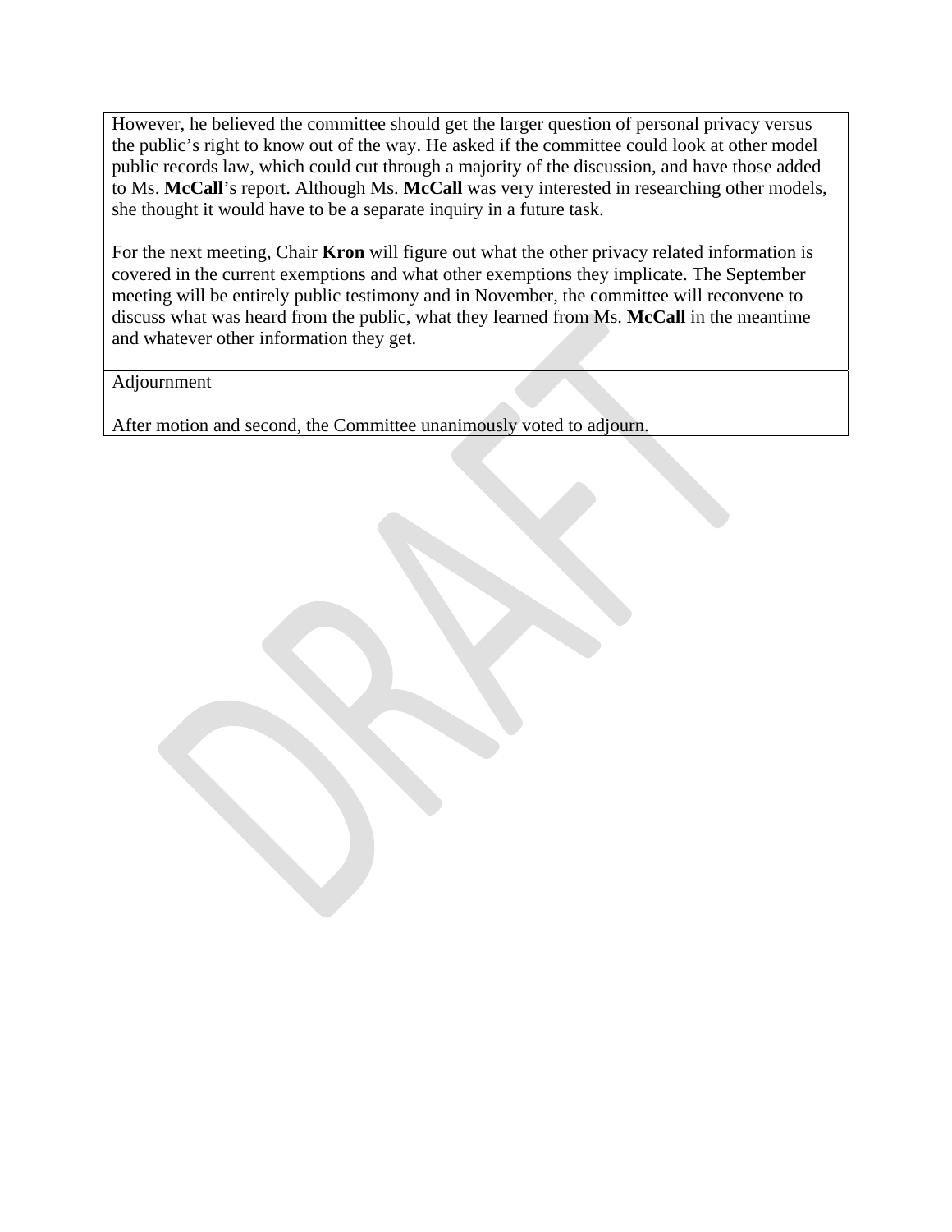However, he believed the committee should get the larger question of personal privacy versus the public's right to know out of the way. He asked if the committee could look at other model public records law, which could cut through a majority of the discussion, and have those added to Ms. **McCall**'s report. Although Ms. **McCall** was very interested in researching other models, she thought it would have to be a separate inquiry in a future task.

For the next meeting, Chair **Kron** will figure out what the other privacy related information is covered in the current exemptions and what other exemptions they implicate. The September meeting will be entirely public testimony and in November, the committee will reconvene to discuss what was heard from the public, what they learned from Ms. **McCall** in the meantime and whatever other information they get.

Adjournment

After motion and second, the Committee unanimously voted to adjourn.